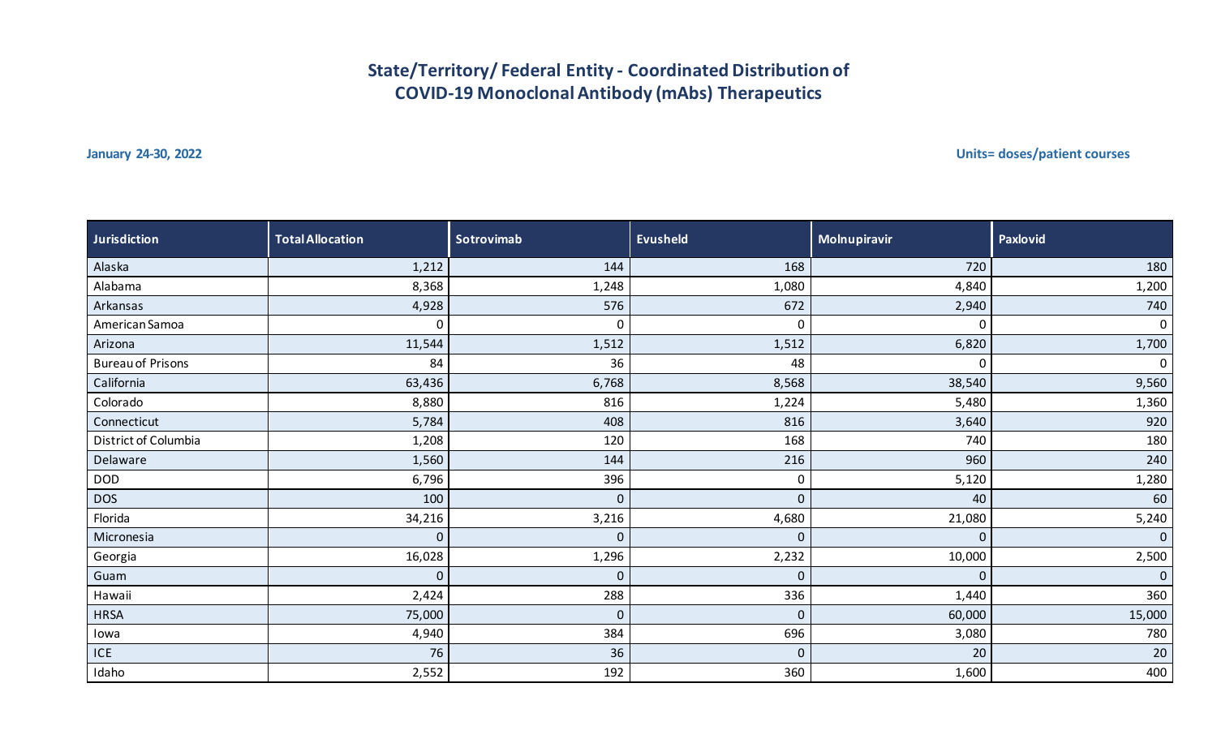# State/Territory/ Federal Entity - Coordinated Distribution of COVID-19 Monoclonal Antibody (mAbs) Therapeutics

**January 24-30, 2022**

**Units= doses/patient courses**

| Jurisdiction | Total Allocation | Sotrovimab | Evusheld | Molnupiravir | Paxlovid |
|---|---|---|---|---|---|
| Alaska | 1,212 | 144 | 168 | 720 | 180 |
| Alabama | 8,368 | 1,248 | 1,080 | 4,840 | 1,200 |
| Arkansas | 4,928 | 576 | 672 | 2,940 | 740 |
| American Samoa | 0 | 0 | 0 | 0 | 0 |
| Arizona | 11,544 | 1,512 | 1,512 | 6,820 | 1,700 |
| Bureau of Prisons | 84 | 36 | 48 | 0 | 0 |
| California | 63,436 | 6,768 | 8,568 | 38,540 | 9,560 |
| Colorado | 8,880 | 816 | 1,224 | 5,480 | 1,360 |
| Connecticut | 5,784 | 408 | 816 | 3,640 | 920 |
| District of Columbia | 1,208 | 120 | 168 | 740 | 180 |
| Delaware | 1,560 | 144 | 216 | 960 | 240 |
| DOD | 6,796 | 396 | 0 | 5,120 | 1,280 |
| DOS | 100 | 0 | 0 | 40 | 60 |
| Florida | 34,216 | 3,216 | 4,680 | 21,080 | 5,240 |
| Micronesia | 0 | 0 | 0 | 0 | 0 |
| Georgia | 16,028 | 1,296 | 2,232 | 10,000 | 2,500 |
| Guam | 0 | 0 | 0 | 0 | 0 |
| Hawaii | 2,424 | 288 | 336 | 1,440 | 360 |
| HRSA | 75,000 | 0 | 0 | 60,000 | 15,000 |
| Iowa | 4,940 | 384 | 696 | 3,080 | 780 |
| ICE | 76 | 36 | 0 | 20 | 20 |
| Idaho | 2,552 | 192 | 360 | 1,600 | 400 |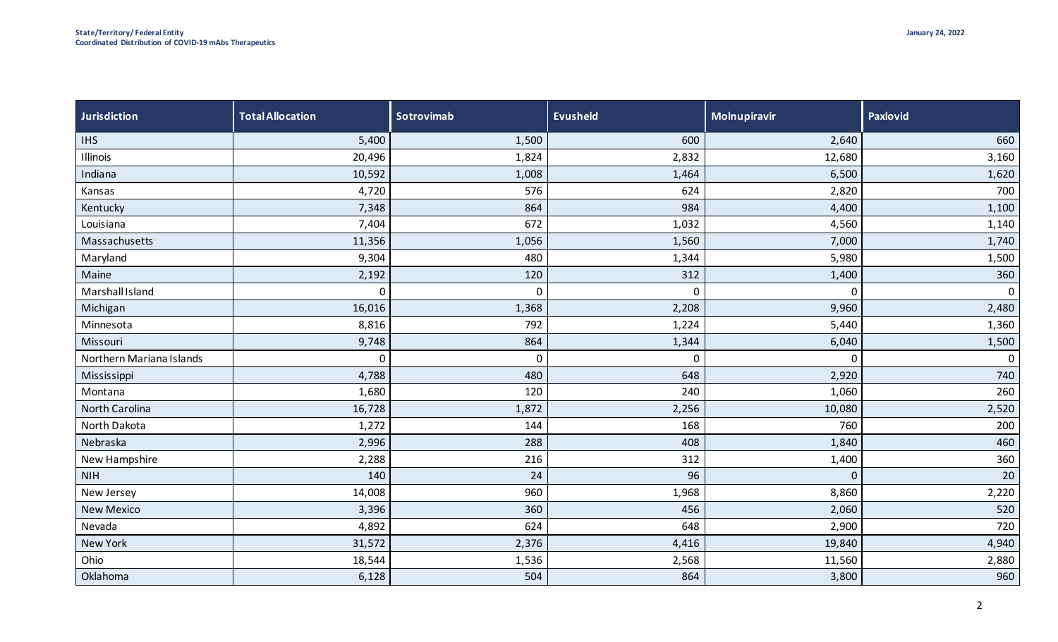**State/Territory/ Federal Entity**
**Coordinated Distribution of COVID-19 mAbs Therapeutics**

**January 24, 2022**

| Jurisdiction | Total Allocation | Sotrovimab | Evusheld | Molnupiravir | Paxlovid |
|---|---|---|---|---|---|
| IHS | 5,400 | 1,500 | 600 | 2,640 | 660 |
| Illinois | 20,496 | 1,824 | 2,832 | 12,680 | 3,160 |
| Indiana | 10,592 | 1,008 | 1,464 | 6,500 | 1,620 |
| Kansas | 4,720 | 576 | 624 | 2,820 | 700 |
| Kentucky | 7,348 | 864 | 984 | 4,400 | 1,100 |
| Louisiana | 7,404 | 672 | 1,032 | 4,560 | 1,140 |
| Massachusetts | 11,356 | 1,056 | 1,560 | 7,000 | 1,740 |
| Maryland | 9,304 | 480 | 1,344 | 5,980 | 1,500 |
| Maine | 2,192 | 120 | 312 | 1,400 | 360 |
| Marshall Island | 0 | 0 | 0 | 0 | 0 |
| Michigan | 16,016 | 1,368 | 2,208 | 9,960 | 2,480 |
| Minnesota | 8,816 | 792 | 1,224 | 5,440 | 1,360 |
| Missouri | 9,748 | 864 | 1,344 | 6,040 | 1,500 |
| Northern Mariana Islands | 0 | 0 | 0 | 0 | 0 |
| Mississippi | 4,788 | 480 | 648 | 2,920 | 740 |
| Montana | 1,680 | 120 | 240 | 1,060 | 260 |
| North Carolina | 16,728 | 1,872 | 2,256 | 10,080 | 2,520 |
| North Dakota | 1,272 | 144 | 168 | 760 | 200 |
| Nebraska | 2,996 | 288 | 408 | 1,840 | 460 |
| New Hampshire | 2,288 | 216 | 312 | 1,400 | 360 |
| NIH | 140 | 24 | 96 | 0 | 20 |
| New Jersey | 14,008 | 960 | 1,968 | 8,860 | 2,220 |
| New Mexico | 3,396 | 360 | 456 | 2,060 | 520 |
| Nevada | 4,892 | 624 | 648 | 2,900 | 720 |
| New York | 31,572 | 2,376 | 4,416 | 19,840 | 4,940 |
| Ohio | 18,544 | 1,536 | 2,568 | 11,560 | 2,880 |
| Oklahoma | 6,128 | 504 | 864 | 3,800 | 960 |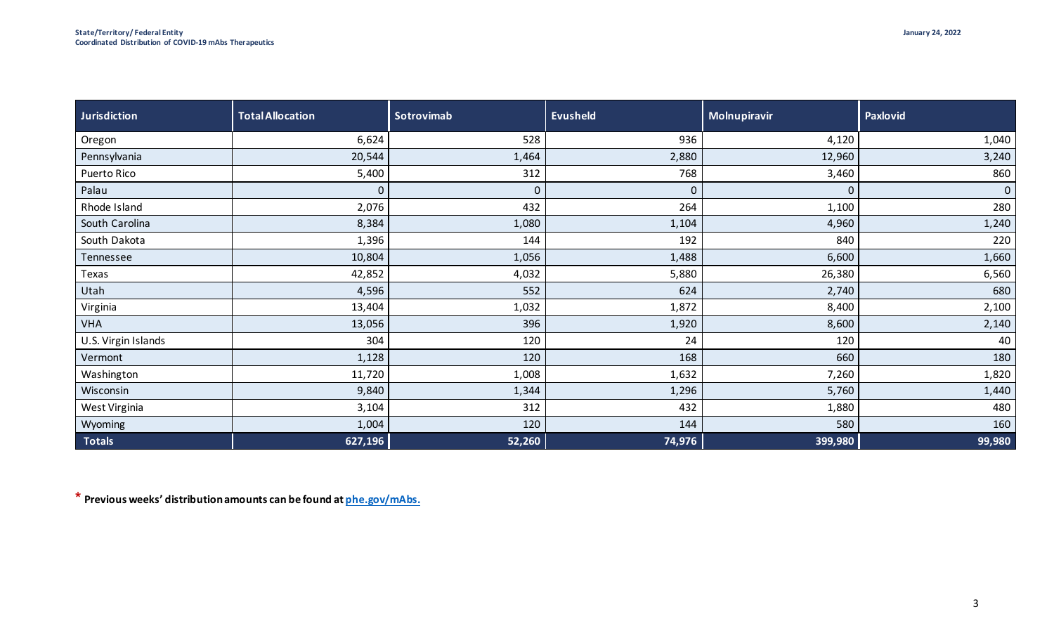| Jurisdiction | Total Allocation | Sotrovimab | Evusheld | Molnupiravir | Paxlovid |
|---|---|---|---|---|---|
| Oregon | 6,624 | 528 | 936 | 4,120 | 1,040 |
| Pennsylvania | 20,544 | 1,464 | 2,880 | 12,960 | 3,240 |
| Puerto Rico | 5,400 | 312 | 768 | 3,460 | 860 |
| Palau | 0 | 0 | 0 | 0 | 0 |
| Rhode Island | 2,076 | 432 | 264 | 1,100 | 280 |
| South Carolina | 8,384 | 1,080 | 1,104 | 4,960 | 1,240 |
| South Dakota | 1,396 | 144 | 192 | 840 | 220 |
| Tennessee | 10,804 | 1,056 | 1,488 | 6,600 | 1,660 |
| Texas | 42,852 | 4,032 | 5,880 | 26,380 | 6,560 |
| Utah | 4,596 | 552 | 624 | 2,740 | 680 |
| Virginia | 13,404 | 1,032 | 1,872 | 8,400 | 2,100 |
| VHA | 13,056 | 396 | 1,920 | 8,600 | 2,140 |
| U.S. Virgin Islands | 304 | 120 | 24 | 120 | 40 |
| Vermont | 1,128 | 120 | 168 | 660 | 180 |
| Washington | 11,720 | 1,008 | 1,632 | 7,260 | 1,820 |
| Wisconsin | 9,840 | 1,344 | 1,296 | 5,760 | 1,440 |
| West Virginia | 3,104 | 312 | 432 | 1,880 | 480 |
| Wyoming | 1,004 | 120 | 144 | 580 | 160 |
| **Totals** | **627,196** | **52,260** | **74,976** | **399,980** | **99,980** |

**\* Previous weeks' distribution amounts can be found at [phe.gov/mAbs.](https://phe.gov/mAbs)**